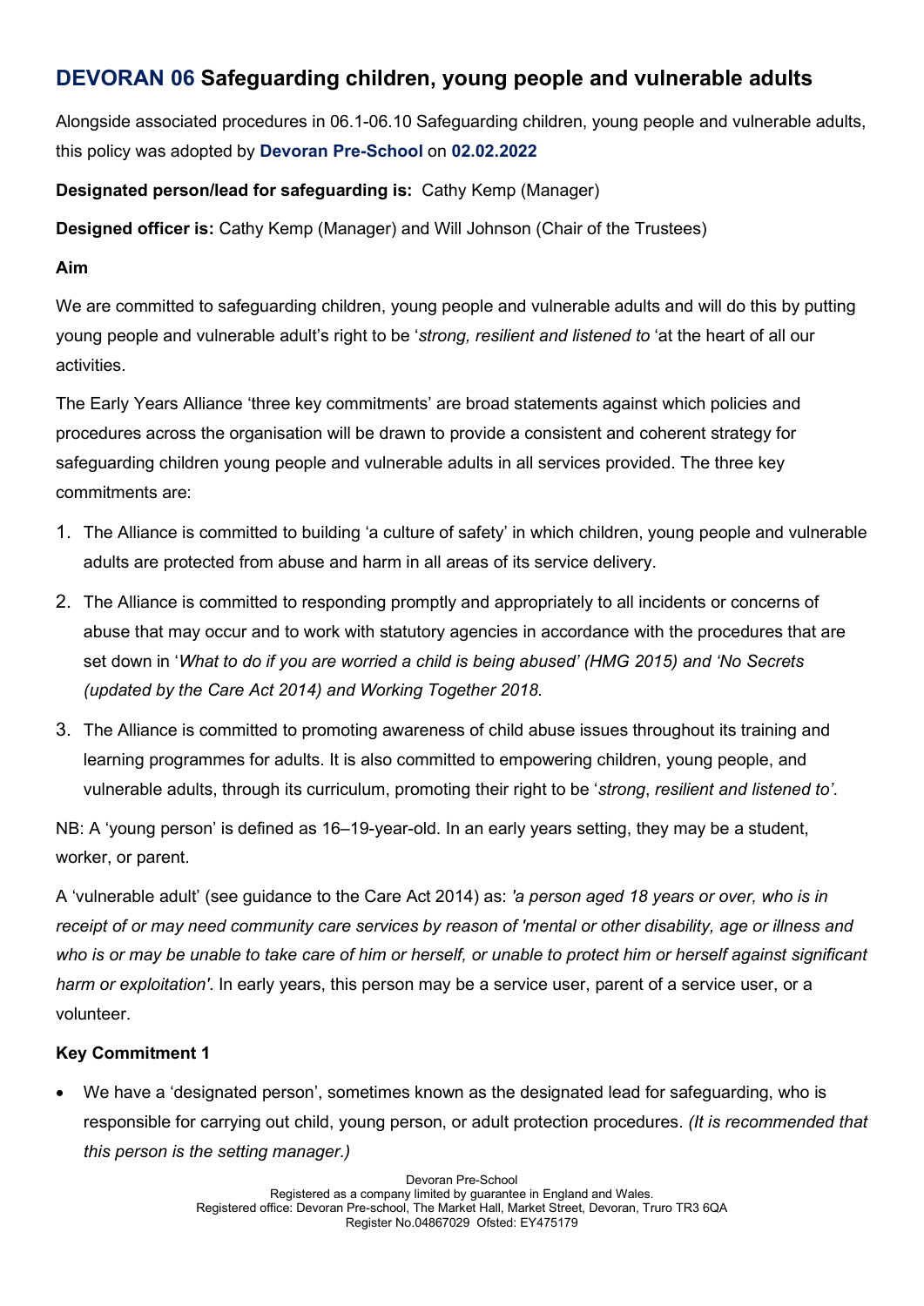# DEVORAN 06 Safeguarding children, young people and vulnerable adults

Alongside associated procedures in 06.1-06.10 Safeguarding children, young people and vulnerable adults, this policy was adopted by **Devoran Pre-School** on **02.02.2022**

**Designated person/lead for safeguarding is:** Cathy Kemp (Manager)

**Designed officer is:** Cathy Kemp (Manager) and Will Johnson (Chair of the Trustees)

**Aim**

We are committed to safeguarding children, young people and vulnerable adults and will do this by putting young people and vulnerable adult's right to be '*strong, resilient and listened to* 'at the heart of all our activities.

The Early Years Alliance 'three key commitments' are broad statements against which policies and procedures across the organisation will be drawn to provide a consistent and coherent strategy for safeguarding children young people and vulnerable adults in all services provided. The three key commitments are:

1. The Alliance is committed to building 'a culture of safety' in which children, young people and vulnerable adults are protected from abuse and harm in all areas of its service delivery.
2. The Alliance is committed to responding promptly and appropriately to all incidents or concerns of abuse that may occur and to work with statutory agencies in accordance with the procedures that are set down in '*What to do if you are worried a child is being abused' (HMG 2015) and 'No Secrets (updated by the Care Act 2014) and Working Together 2018.*
3. The Alliance is committed to promoting awareness of child abuse issues throughout its training and learning programmes for adults. It is also committed to empowering children, young people, and vulnerable adults, through its curriculum, promoting their right to be '*strong*, *resilient and listened to'*.

NB: A 'young person' is defined as 16–19-year-old. In an early years setting, they may be a student, worker, or parent.

A 'vulnerable adult' (see guidance to the Care Act 2014) as: *'a person aged 18 years or over, who is in receipt of or may need community care services by reason of 'mental or other disability, age or illness and who is or may be unable to take care of him or herself, or unable to protect him or herself against significant harm or exploitation'*. In early years, this person may be a service user, parent of a service user, or a volunteer.

**Key Commitment 1**

- We have a 'designated person', sometimes known as the designated lead for safeguarding, who is responsible for carrying out child, young person, or adult protection procedures. *(It is recommended that this person is the setting manager.)*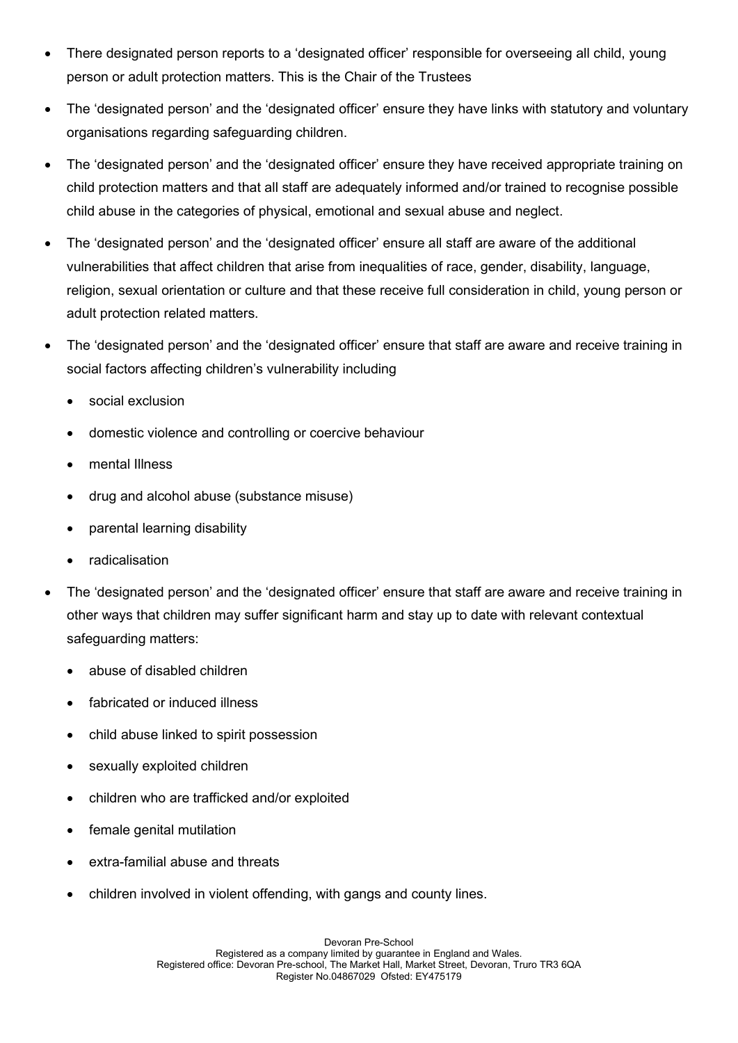- There designated person reports to a 'designated officer' responsible for overseeing all child, young person or adult protection matters. This is the Chair of the Trustees
- The 'designated person' and the 'designated officer' ensure they have links with statutory and voluntary organisations regarding safeguarding children.
- The 'designated person' and the 'designated officer' ensure they have received appropriate training on child protection matters and that all staff are adequately informed and/or trained to recognise possible child abuse in the categories of physical, emotional and sexual abuse and neglect.
- The 'designated person' and the 'designated officer' ensure all staff are aware of the additional vulnerabilities that affect children that arise from inequalities of race, gender, disability, language, religion, sexual orientation or culture and that these receive full consideration in child, young person or adult protection related matters.
- The 'designated person' and the 'designated officer' ensure that staff are aware and receive training in social factors affecting children's vulnerability including
  - social exclusion
  - domestic violence and controlling or coercive behaviour
  - mental Illness
  - drug and alcohol abuse (substance misuse)
  - parental learning disability
  - radicalisation
- The 'designated person' and the 'designated officer' ensure that staff are aware and receive training in other ways that children may suffer significant harm and stay up to date with relevant contextual safeguarding matters:
  - abuse of disabled children
  - fabricated or induced illness
  - child abuse linked to spirit possession
  - sexually exploited children
  - children who are trafficked and/or exploited
  - female genital mutilation
  - extra-familial abuse and threats
  - children involved in violent offending, with gangs and county lines.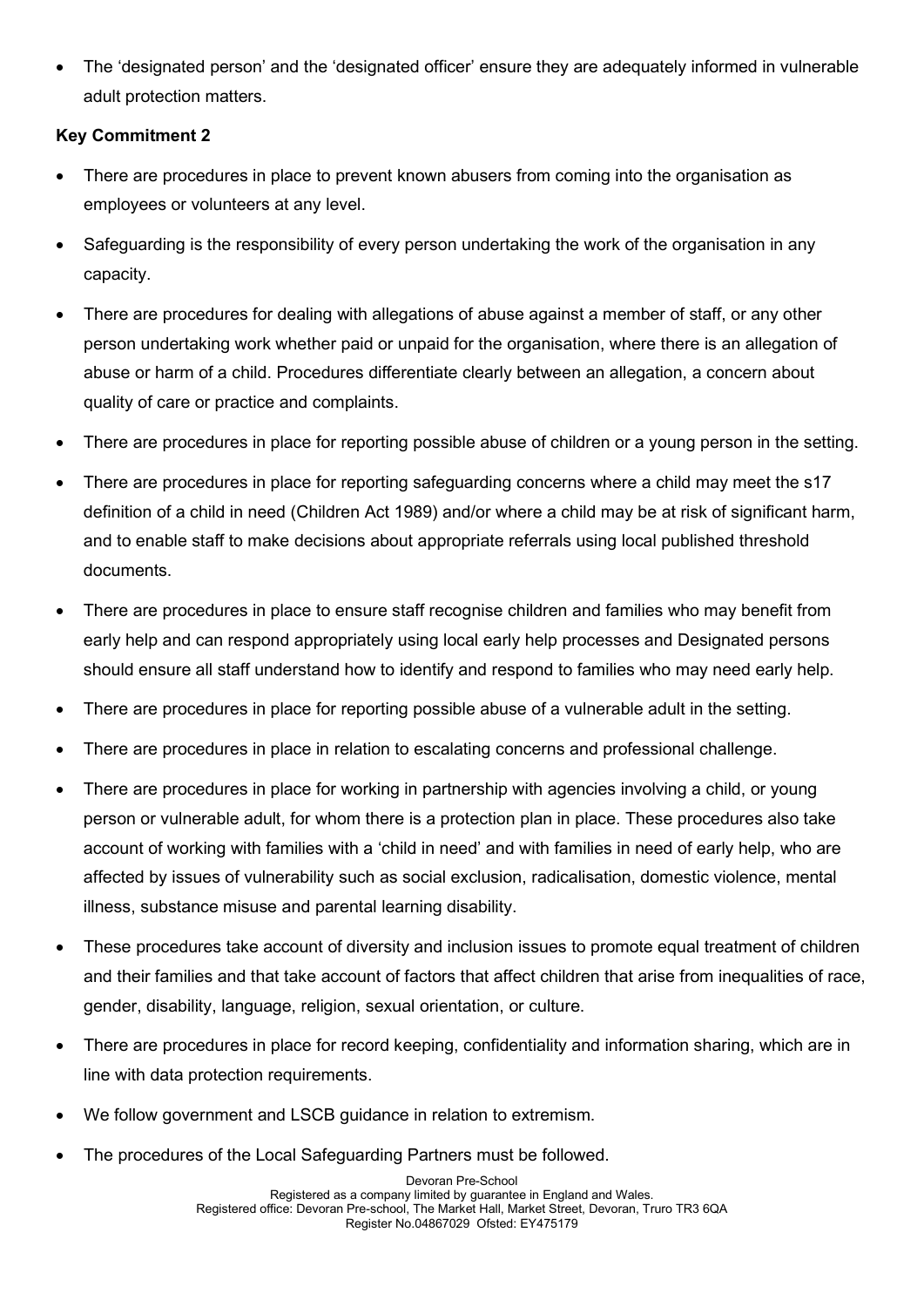- The 'designated person' and the 'designated officer' ensure they are adequately informed in vulnerable adult protection matters.

**Key Commitment 2**

- There are procedures in place to prevent known abusers from coming into the organisation as employees or volunteers at any level.
- Safeguarding is the responsibility of every person undertaking the work of the organisation in any capacity.
- There are procedures for dealing with allegations of abuse against a member of staff, or any other person undertaking work whether paid or unpaid for the organisation, where there is an allegation of abuse or harm of a child. Procedures differentiate clearly between an allegation, a concern about quality of care or practice and complaints.
- There are procedures in place for reporting possible abuse of children or a young person in the setting.
- There are procedures in place for reporting safeguarding concerns where a child may meet the s17 definition of a child in need (Children Act 1989) and/or where a child may be at risk of significant harm, and to enable staff to make decisions about appropriate referrals using local published threshold documents.
- There are procedures in place to ensure staff recognise children and families who may benefit from early help and can respond appropriately using local early help processes and Designated persons should ensure all staff understand how to identify and respond to families who may need early help.
- There are procedures in place for reporting possible abuse of a vulnerable adult in the setting.
- There are procedures in place in relation to escalating concerns and professional challenge.
- There are procedures in place for working in partnership with agencies involving a child, or young person or vulnerable adult, for whom there is a protection plan in place. These procedures also take account of working with families with a 'child in need' and with families in need of early help, who are affected by issues of vulnerability such as social exclusion, radicalisation, domestic violence, mental illness, substance misuse and parental learning disability.
- These procedures take account of diversity and inclusion issues to promote equal treatment of children and their families and that take account of factors that affect children that arise from inequalities of race, gender, disability, language, religion, sexual orientation, or culture.
- There are procedures in place for record keeping, confidentiality and information sharing, which are in line with data protection requirements.
- We follow government and LSCB guidance in relation to extremism.
- The procedures of the Local Safeguarding Partners must be followed.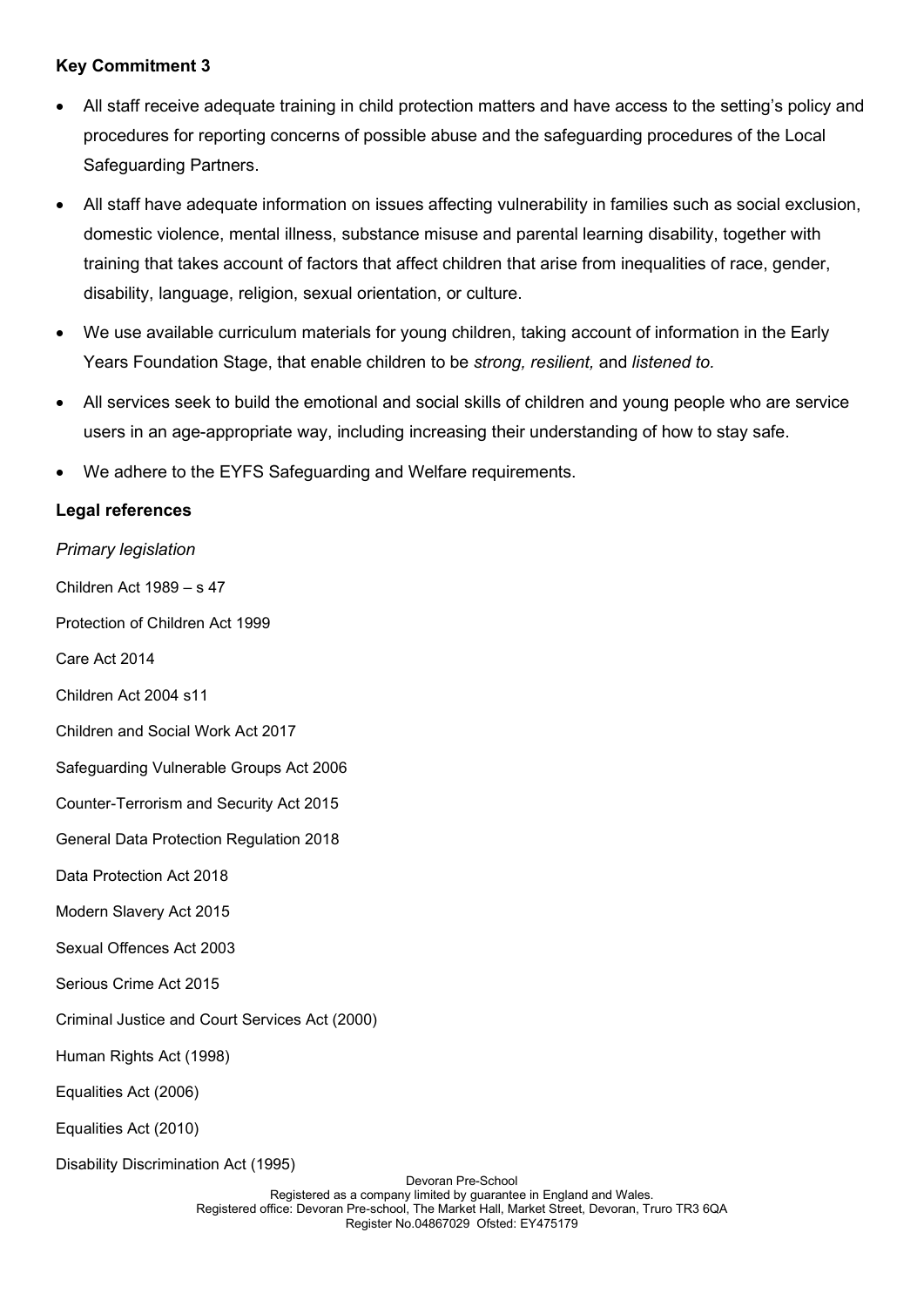**Key Commitment 3**

- All staff receive adequate training in child protection matters and have access to the setting's policy and procedures for reporting concerns of possible abuse and the safeguarding procedures of the Local Safeguarding Partners.
- All staff have adequate information on issues affecting vulnerability in families such as social exclusion, domestic violence, mental illness, substance misuse and parental learning disability, together with training that takes account of factors that affect children that arise from inequalities of race, gender, disability, language, religion, sexual orientation, or culture.
- We use available curriculum materials for young children, taking account of information in the Early Years Foundation Stage, that enable children to be *strong, resilient,* and *listened to.*
- All services seek to build the emotional and social skills of children and young people who are service users in an age-appropriate way, including increasing their understanding of how to stay safe.
- We adhere to the EYFS Safeguarding and Welfare requirements.

**Legal references**

*Primary legislation*

Children Act 1989 – s 47

Protection of Children Act 1999

Care Act 2014

Children Act 2004 s11

Children and Social Work Act 2017

Safeguarding Vulnerable Groups Act 2006

Counter-Terrorism and Security Act 2015

General Data Protection Regulation 2018

Data Protection Act 2018

Modern Slavery Act 2015

Sexual Offences Act 2003

Serious Crime Act 2015

Criminal Justice and Court Services Act (2000)

Human Rights Act (1998)

Equalities Act (2006)

Equalities Act (2010)

Disability Discrimination Act (1995)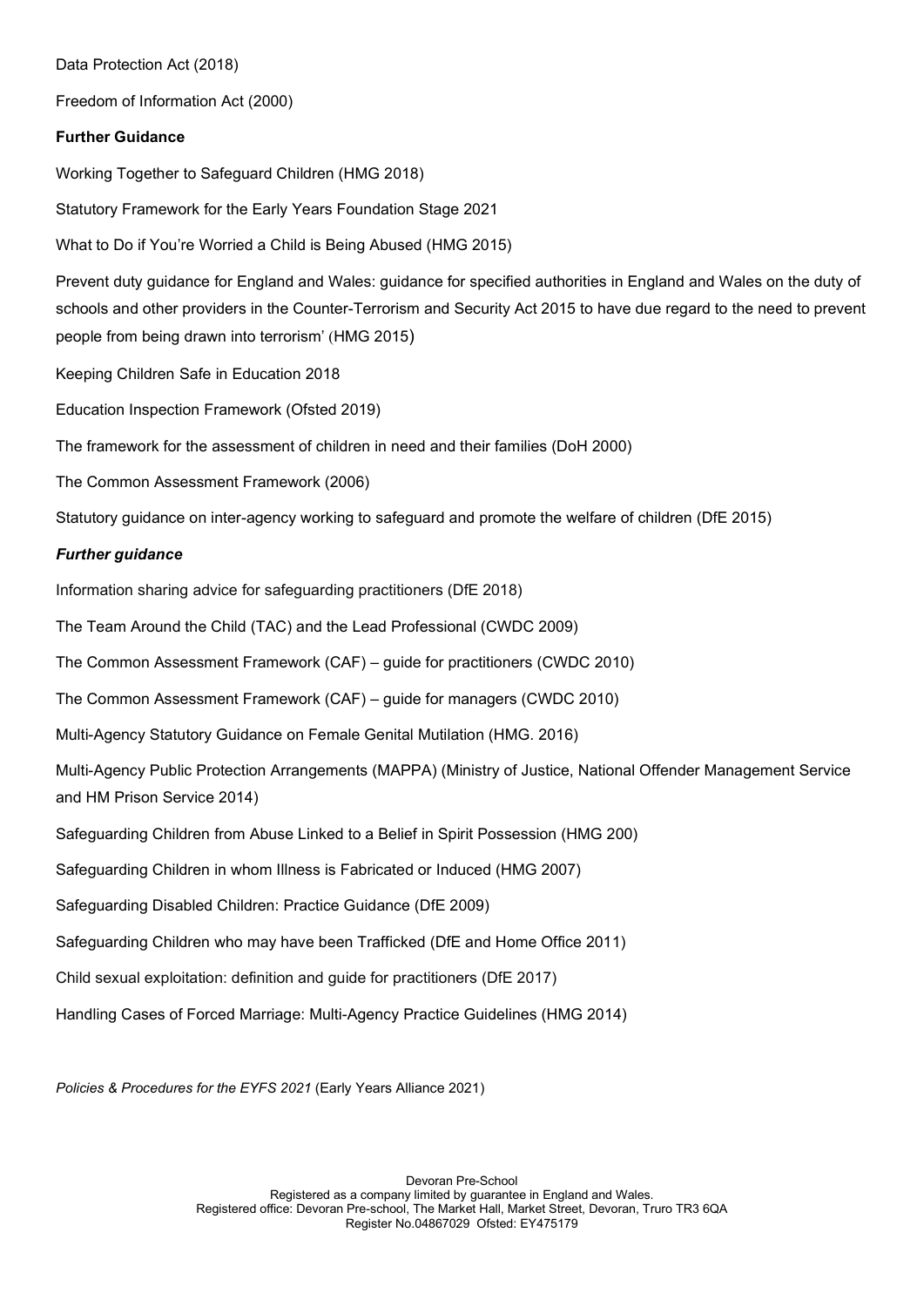Data Protection Act (2018)

Freedom of Information Act (2000)

**Further Guidance**

Working Together to Safeguard Children (HMG 2018)

Statutory Framework for the Early Years Foundation Stage 2021

What to Do if You're Worried a Child is Being Abused (HMG 2015)

Prevent duty guidance for England and Wales: guidance for specified authorities in England and Wales on the duty of schools and other providers in the Counter-Terrorism and Security Act 2015 to have due regard to the need to prevent people from being drawn into terrorism' (HMG 2015)

Keeping Children Safe in Education 2018

Education Inspection Framework (Ofsted 2019)

The framework for the assessment of children in need and their families (DoH 2000)

The Common Assessment Framework (2006)

Statutory guidance on inter-agency working to safeguard and promote the welfare of children (DfE 2015)

***Further guidance***

Information sharing advice for safeguarding practitioners (DfE 2018)

The Team Around the Child (TAC) and the Lead Professional (CWDC 2009)

The Common Assessment Framework (CAF) – guide for practitioners (CWDC 2010)

The Common Assessment Framework (CAF) – guide for managers (CWDC 2010)

Multi-Agency Statutory Guidance on Female Genital Mutilation (HMG. 2016)

Multi-Agency Public Protection Arrangements (MAPPA) (Ministry of Justice, National Offender Management Service and HM Prison Service 2014)

Safeguarding Children from Abuse Linked to a Belief in Spirit Possession (HMG 200)

Safeguarding Children in whom Illness is Fabricated or Induced (HMG 2007)

Safeguarding Disabled Children: Practice Guidance (DfE 2009)

Safeguarding Children who may have been Trafficked (DfE and Home Office 2011)

Child sexual exploitation: definition and guide for practitioners (DfE 2017)

Handling Cases of Forced Marriage: Multi-Agency Practice Guidelines (HMG 2014)

*Policies & Procedures for the EYFS 2021* (Early Years Alliance 2021)

Devoran Pre-School
Registered as a company limited by guarantee in England and Wales.
Registered office: Devoran Pre-school, The Market Hall, Market Street, Devoran, Truro TR3 6QA
Register No.04867029 Ofsted: EY475179